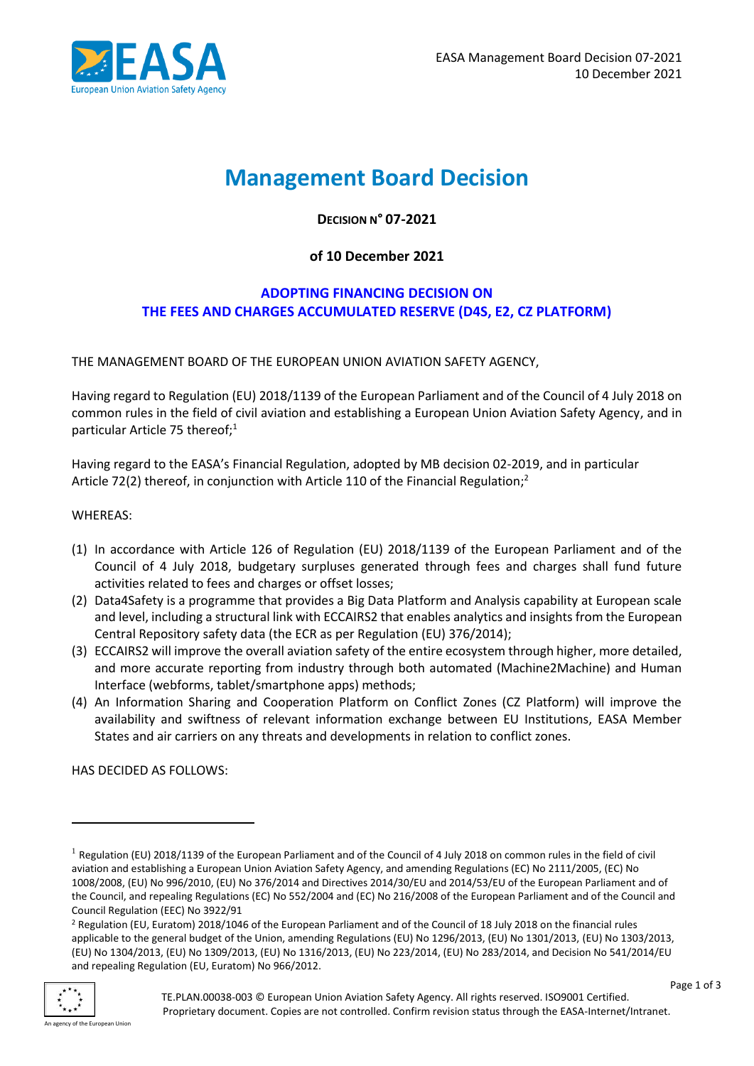# Management Board Decision

**DECISION N° 07-2021**

**of 10 December 2021**

## ADOPTING FINANCING DECISION ON THE FEES AND CHARGES ACCUMULATED RESERVE (D4S, E2, CZ PLATFORM)

THE MANAGEMENT BOARD OF THE EUROPEAN UNION AVIATION SAFETY AGENCY,

Having regard to Regulation (EU) 2018/1139 of the European Parliament and of the Council of 4 July 2018 on common rules in the field of civil aviation and establishing a European Union Aviation Safety Agency, and in particular Article 75 thereof;[1]

Having regard to the EASA's Financial Regulation, adopted by MB decision 02-2019, and in particular Article 72(2) thereof, in conjunction with Article 110 of the Financial Regulation;[2]

WHEREAS:

(1) In accordance with Article 126 of Regulation (EU) 2018/1139 of the European Parliament and of the Council of 4 July 2018, budgetary surpluses generated through fees and charges shall fund future activities related to fees and charges or offset losses;

(2) Data4Safety is a programme that provides a Big Data Platform and Analysis capability at European scale and level, including a structural link with ECCAIRS2 that enables analytics and insights from the European Central Repository safety data (the ECR as per Regulation (EU) 376/2014);

(3) ECCAIRS2 will improve the overall aviation safety of the entire ecosystem through higher, more detailed, and more accurate reporting from industry through both automated (Machine2Machine) and Human Interface (webforms, tablet/smartphone apps) methods;

(4) An Information Sharing and Cooperation Platform on Conflict Zones (CZ Platform) will improve the availability and swiftness of relevant information exchange between EU Institutions, EASA Member States and air carriers on any threats and developments in relation to conflict zones.

HAS DECIDED AS FOLLOWS:

---

[1] Regulation (EU) 2018/1139 of the European Parliament and of the Council of 4 July 2018 on common rules in the field of civil aviation and establishing a European Union Aviation Safety Agency, and amending Regulations (EC) No 2111/2005, (EC) No 1008/2008, (EU) No 996/2010, (EU) No 376/2014 and Directives 2014/30/EU and 2014/53/EU of the European Parliament and of the Council, and repealing Regulations (EC) No 552/2004 and (EC) No 216/2008 of the European Parliament and of the Council and Council Regulation (EEC) No 3922/91

[2] Regulation (EU, Euratom) 2018/1046 of the European Parliament and of the Council of 18 July 2018 on the financial rules applicable to the general budget of the Union, amending Regulations (EU) No 1296/2013, (EU) No 1301/2013, (EU) No 1303/2013, (EU) No 1304/2013, (EU) No 1309/2013, (EU) No 1316/2013, (EU) No 223/2014, (EU) No 283/2014, and Decision No 541/2014/EU and repealing Regulation (EU, Euratom) No 966/2012.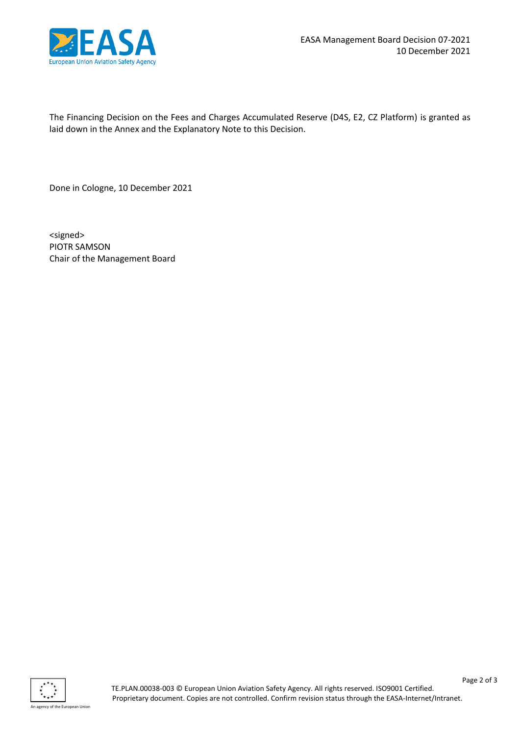The Financing Decision on the Fees and Charges Accumulated Reserve (D4S, E2, CZ Platform) is granted as laid down in the Annex and the Explanatory Note to this Decision.

Done in Cologne, 10 December 2021

<signed>
PIOTR SAMSON
Chair of the Management Board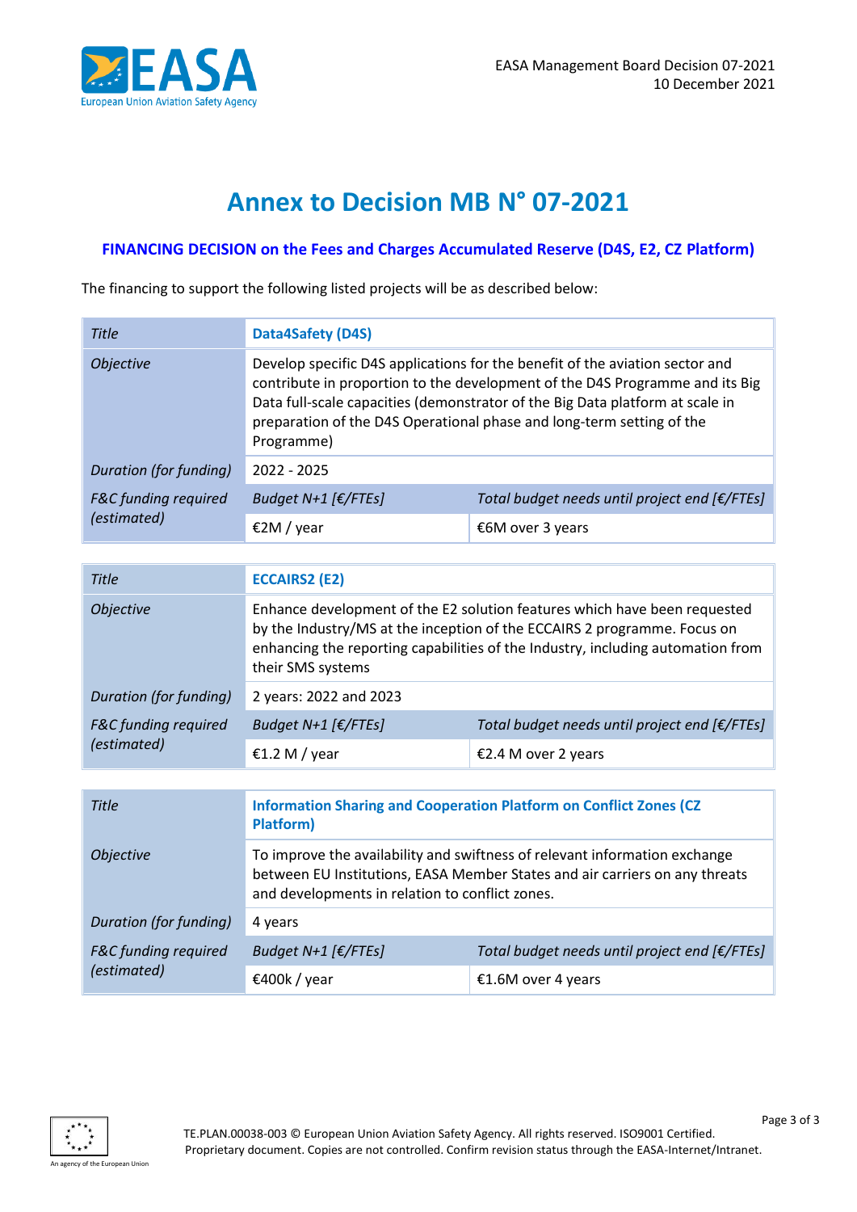# Annex to Decision MB N° 07-2021

## FINANCING DECISION on the Fees and Charges Accumulated Reserve (D4S, E2, CZ Platform)

The financing to support the following listed projects will be as described below:

| | | |
|---|---|---|
| *Title* | **Data4Safety (D4S)** | |
| *Objective* | Develop specific D4S applications for the benefit of the aviation sector and contribute in proportion to the development of the D4S Programme and its Big Data full-scale capacities (demonstrator of the Big Data platform at scale in preparation of the D4S Operational phase and long-term setting of the Programme) | |
| *Duration (for funding)* | 2022 - 2025 | |
| *F&C funding required (estimated)* | *Budget N+1 [€/FTEs]* | *Total budget needs until project end [€/FTEs]* |
| | €2M / year | €6M over 3 years |

| | | |
|---|---|---|
| *Title* | **ECCAIRS2 (E2)** | |
| *Objective* | Enhance development of the E2 solution features which have been requested by the Industry/MS at the inception of the ECCAIRS 2 programme. Focus on enhancing the reporting capabilities of the Industry, including automation from their SMS systems | |
| *Duration (for funding)* | 2 years: 2022 and 2023 | |
| *F&C funding required (estimated)* | *Budget N+1 [€/FTEs]* | *Total budget needs until project end [€/FTEs]* |
| | €1.2 M / year | €2.4 M over 2 years |

| | | |
|---|---|---|
| *Title* | **Information Sharing and Cooperation Platform on Conflict Zones (CZ Platform)** | |
| *Objective* | To improve the availability and swiftness of relevant information exchange between EU Institutions, EASA Member States and air carriers on any threats and developments in relation to conflict zones. | |
| *Duration (for funding)* | 4 years | |
| *F&C funding required (estimated)* | *Budget N+1 [€/FTEs]* | *Total budget needs until project end [€/FTEs]* |
| | €400k / year | €1.6M over 4 years |